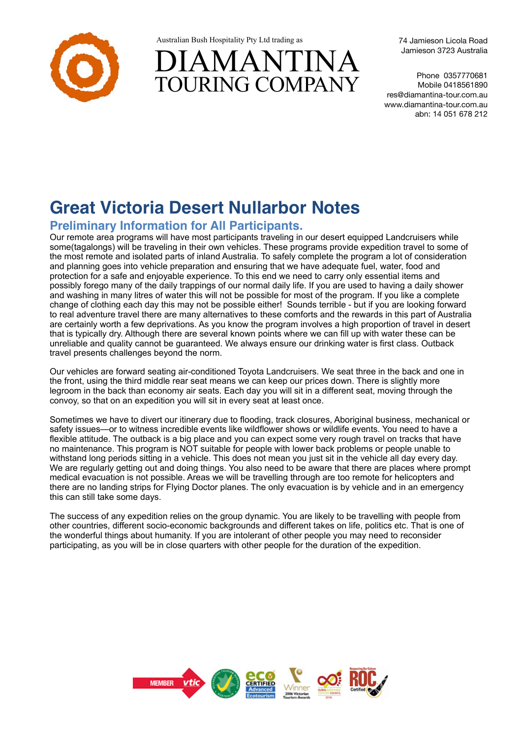Australian Bush Hospitality Pty Ltd trading as

DIAMANTINA
TOURING COMPANY

74 Jamieson Licola Road
Jamieson 3723 Australia

Phone 0357770681
Mobile 0418561890
res@diamantina-tour.com.au
www.diamantina-tour.com.au
abn: 14 051 678 212

# Great Victoria Desert Nullarbor Notes

## Preliminary Information for All Participants.

Our remote area programs will have most participants traveling in our desert equipped Landcruisers while some(tagalongs) will be traveling in their own vehicles. These programs provide expedition travel to some of the most remote and isolated parts of inland Australia. To safely complete the program a lot of consideration and planning goes into vehicle preparation and ensuring that we have adequate fuel, water, food and protection for a safe and enjoyable experience. To this end we need to carry only essential items and possibly forego many of the daily trappings of our normal daily life. If you are used to having a daily shower and washing in many litres of water this will not be possible for most of the program. If you like a complete change of clothing each day this may not be possible either! Sounds terrible - but if you are looking forward to real adventure travel there are many alternatives to these comforts and the rewards in this part of Australia are certainly worth a few deprivations. As you know the program involves a high proportion of travel in desert that is typically dry. Although there are several known points where we can fill up with water these can be unreliable and quality cannot be guaranteed. We always ensure our drinking water is first class. Outback travel presents challenges beyond the norm.

Our vehicles are forward seating air-conditioned Toyota Landcruisers. We seat three in the back and one in the front, using the third middle rear seat means we can keep our prices down. There is slightly more legroom in the back than economy air seats. Each day you will sit in a different seat, moving through the convoy, so that on an expedition you will sit in every seat at least once.

Sometimes we have to divert our itinerary due to flooding, track closures, Aboriginal business, mechanical or safety issues—or to witness incredible events like wildflower shows or wildlife events. You need to have a flexible attitude. The outback is a big place and you can expect some very rough travel on tracks that have no maintenance. This program is NOT suitable for people with lower back problems or people unable to withstand long periods sitting in a vehicle. This does not mean you just sit in the vehicle all day every day. We are regularly getting out and doing things. You also need to be aware that there are places where prompt medical evacuation is not possible. Areas we will be travelling through are too remote for helicopters and there are no landing strips for Flying Doctor planes. The only evacuation is by vehicle and in an emergency this can still take some days.

The success of any expedition relies on the group dynamic. You are likely to be travelling with people from other countries, different socio-economic backgrounds and different takes on life, politics etc. That is one of the wonderful things about humanity. If you are intolerant of other people you may need to reconsider participating, as you will be in close quarters with other people for the duration of the expedition.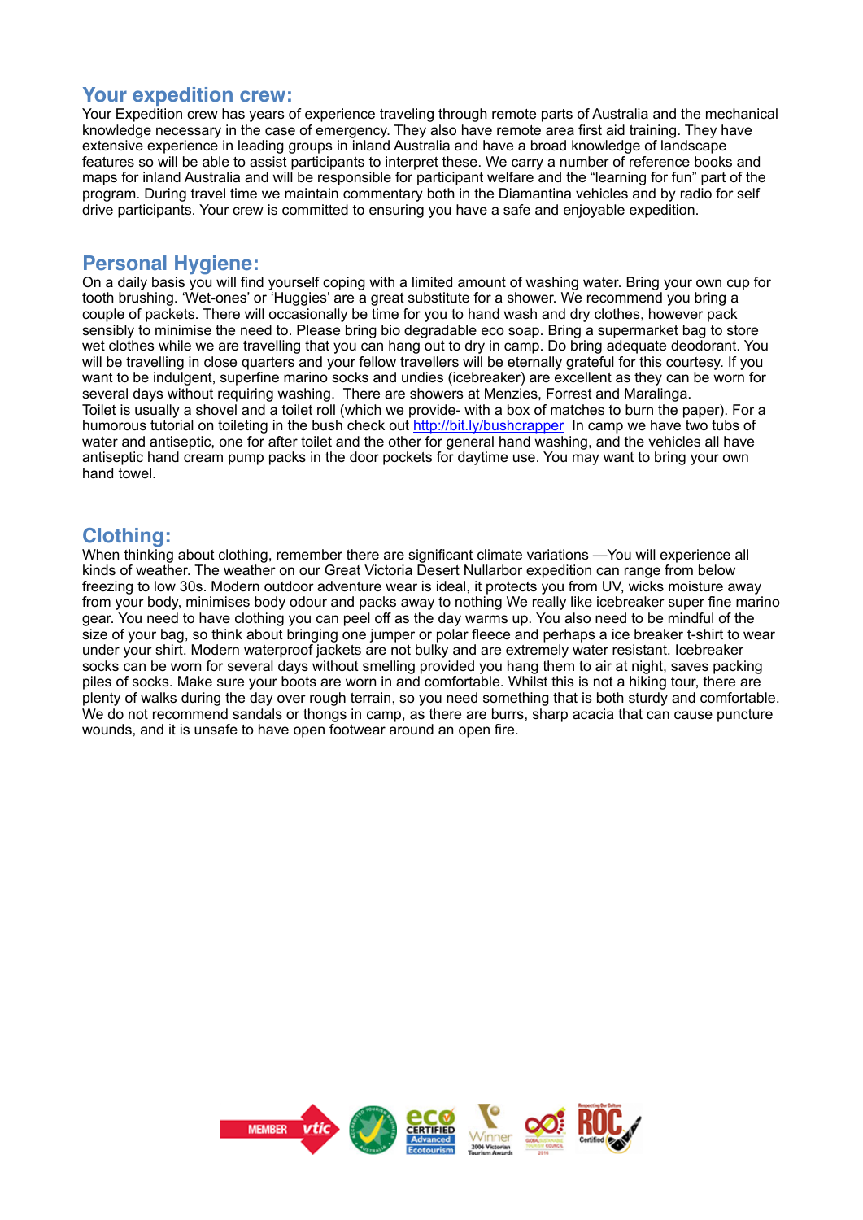## Your expedition crew:

Your Expedition crew has years of experience traveling through remote parts of Australia and the mechanical knowledge necessary in the case of emergency. They also have remote area first aid training. They have extensive experience in leading groups in inland Australia and have a broad knowledge of landscape features so will be able to assist participants to interpret these. We carry a number of reference books and maps for inland Australia and will be responsible for participant welfare and the "learning for fun" part of the program. During travel time we maintain commentary both in the Diamantina vehicles and by radio for self drive participants. Your crew is committed to ensuring you have a safe and enjoyable expedition.

## Personal Hygiene:

On a daily basis you will find yourself coping with a limited amount of washing water. Bring your own cup for tooth brushing. 'Wet-ones' or 'Huggies' are a great substitute for a shower. We recommend you bring a couple of packets. There will occasionally be time for you to hand wash and dry clothes, however pack sensibly to minimise the need to. Please bring bio degradable eco soap. Bring a supermarket bag to store wet clothes while we are travelling that you can hang out to dry in camp. Do bring adequate deodorant. You will be travelling in close quarters and your fellow travellers will be eternally grateful for this courtesy. If you want to be indulgent, superfine marino socks and undies (icebreaker) are excellent as they can be worn for several days without requiring washing. There are showers at Menzies, Forrest and Maralinga.
Toilet is usually a shovel and a toilet roll (which we provide- with a box of matches to burn the paper). For a humorous tutorial on toileting in the bush check out http://bit.ly/bushcrapper In camp we have two tubs of water and antiseptic, one for after toilet and the other for general hand washing, and the vehicles all have antiseptic hand cream pump packs in the door pockets for daytime use. You may want to bring your own hand towel.

## Clothing:

When thinking about clothing, remember there are significant climate variations —You will experience all kinds of weather. The weather on our Great Victoria Desert Nullarbor expedition can range from below freezing to low 30s. Modern outdoor adventure wear is ideal, it protects you from UV, wicks moisture away from your body, minimises body odour and packs away to nothing We really like icebreaker super fine marino gear. You need to have clothing you can peel off as the day warms up. You also need to be mindful of the size of your bag, so think about bringing one jumper or polar fleece and perhaps a ice breaker t-shirt to wear under your shirt. Modern waterproof jackets are not bulky and are extremely water resistant. Icebreaker socks can be worn for several days without smelling provided you hang them to air at night, saves packing piles of socks. Make sure your boots are worn in and comfortable. Whilst this is not a hiking tour, there are plenty of walks during the day over rough terrain, so you need something that is both sturdy and comfortable. We do not recommend sandals or thongs in camp, as there are burrs, sharp acacia that can cause puncture wounds, and it is unsafe to have open footwear around an open fire.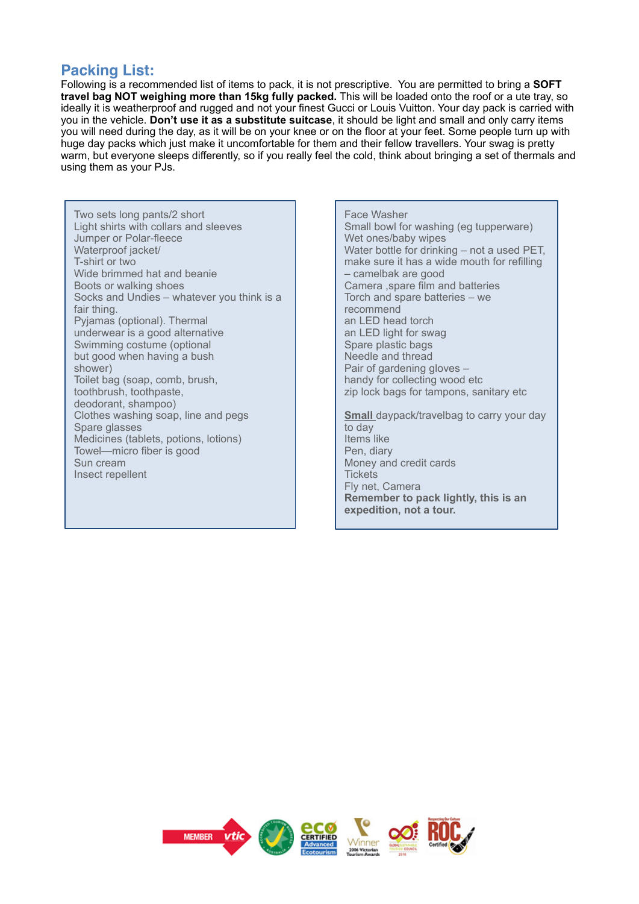## Packing List:

Following is a recommended list of items to pack, it is not prescriptive. You are permitted to bring a **SOFT travel bag NOT weighing more than 15kg fully packed.** This will be loaded onto the roof or a ute tray, so ideally it is weatherproof and rugged and not your finest Gucci or Louis Vuitton. Your day pack is carried with you in the vehicle. **Don't use it as a substitute suitcase**, it should be light and small and only carry items you will need during the day, as it will be on your knee or on the floor at your feet. Some people turn up with huge day packs which just make it uncomfortable for them and their fellow travellers. Your swag is pretty warm, but everyone sleeps differently, so if you really feel the cold, think about bringing a set of thermals and using them as your PJs.

Two sets long pants/2 short
Light shirts with collars and sleeves
Jumper or Polar-fleece
Waterproof jacket/
T-shirt or two
Wide brimmed hat and beanie
Boots or walking shoes
Socks and Undies – whatever you think is a fair thing.
Pyjamas (optional). Thermal underwear is a good alternative
Swimming costume (optional but good when having a bush shower)
Toilet bag (soap, comb, brush, toothbrush, toothpaste, deodorant, shampoo)
Clothes washing soap, line and pegs
Spare glasses
Medicines (tablets, potions, lotions)
Towel—micro fiber is good
Sun cream
Insect repellent

Face Washer
Small bowl for washing (eg tupperware)
Wet ones/baby wipes
Water bottle for drinking – not a used PET, make sure it has a wide mouth for refilling – camelbak are good
Camera ,spare film and batteries
Torch and spare batteries – we recommend
an LED head torch
an LED light for swag
Spare plastic bags
Needle and thread
Pair of gardening gloves – handy for collecting wood etc
zip lock bags for tampons, sanitary etc

**Small** daypack/travelbag to carry your day to day
Items like
Pen, diary
Money and credit cards
Tickets
Fly net, Camera
**Remember to pack lightly, this is an expedition, not a tour.**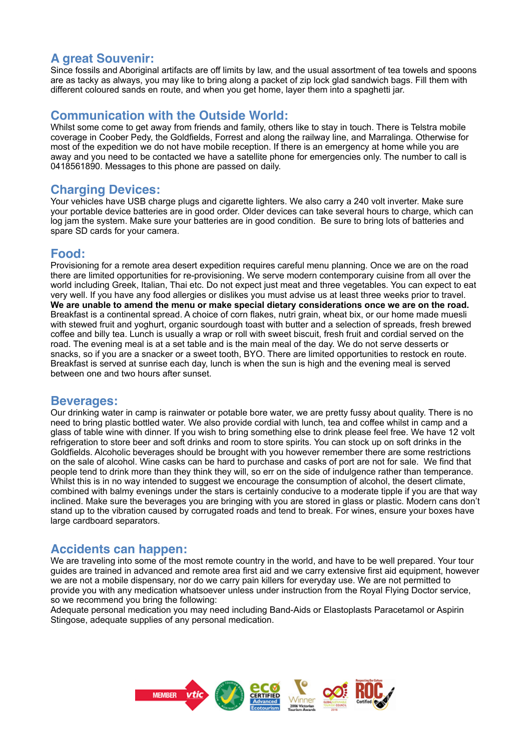## A great Souvenir:

Since fossils and Aboriginal artifacts are off limits by law, and the usual assortment of tea towels and spoons are as tacky as always, you may like to bring along a packet of zip lock glad sandwich bags. Fill them with different coloured sands en route, and when you get home, layer them into a spaghetti jar.

## Communication with the Outside World:

Whilst some come to get away from friends and family, others like to stay in touch. There is Telstra mobile coverage in Coober Pedy, the Goldfields, Forrest and along the railway line, and Marralinga. Otherwise for most of the expedition we do not have mobile reception. If there is an emergency at home while you are away and you need to be contacted we have a satellite phone for emergencies only. The number to call is 0418561890. Messages to this phone are passed on daily.

## Charging Devices:

Your vehicles have USB charge plugs and cigarette lighters. We also carry a 240 volt inverter. Make sure your portable device batteries are in good order. Older devices can take several hours to charge, which can log jam the system. Make sure your batteries are in good condition. Be sure to bring lots of batteries and spare SD cards for your camera.

## Food:

Provisioning for a remote area desert expedition requires careful menu planning. Once we are on the road there are limited opportunities for re-provisioning. We serve modern contemporary cuisine from all over the world including Greek, Italian, Thai etc. Do not expect just meat and three vegetables. You can expect to eat very well. If you have any food allergies or dislikes you must advise us at least three weeks prior to travel. **We are unable to amend the menu or make special dietary considerations once we are on the road.** Breakfast is a continental spread. A choice of corn flakes, nutri grain, wheat bix, or our home made muesli with stewed fruit and yoghurt, organic sourdough toast with butter and a selection of spreads, fresh brewed coffee and billy tea. Lunch is usually a wrap or roll with sweet biscuit, fresh fruit and cordial served on the road. The evening meal is at a set table and is the main meal of the day. We do not serve desserts or snacks, so if you are a snacker or a sweet tooth, BYO. There are limited opportunities to restock en route. Breakfast is served at sunrise each day, lunch is when the sun is high and the evening meal is served between one and two hours after sunset.

## Beverages:

Our drinking water in camp is rainwater or potable bore water, we are pretty fussy about quality. There is no need to bring plastic bottled water. We also provide cordial with lunch, tea and coffee whilst in camp and a glass of table wine with dinner. If you wish to bring something else to drink please feel free. We have 12 volt refrigeration to store beer and soft drinks and room to store spirits. You can stock up on soft drinks in the Goldfields. Alcoholic beverages should be brought with you however remember there are some restrictions on the sale of alcohol. Wine casks can be hard to purchase and casks of port are not for sale. We find that people tend to drink more than they think they will, so err on the side of indulgence rather than temperance. Whilst this is in no way intended to suggest we encourage the consumption of alcohol, the desert climate, combined with balmy evenings under the stars is certainly conducive to a moderate tipple if you are that way inclined. Make sure the beverages you are bringing with you are stored in glass or plastic. Modern cans don't stand up to the vibration caused by corrugated roads and tend to break. For wines, ensure your boxes have large cardboard separators.

## Accidents can happen:

We are traveling into some of the most remote country in the world, and have to be well prepared. Your tour guides are trained in advanced and remote area first aid and we carry extensive first aid equipment, however we are not a mobile dispensary, nor do we carry pain killers for everyday use. We are not permitted to provide you with any medication whatsoever unless under instruction from the Royal Flying Doctor service, so we recommend you bring the following:

Adequate personal medication you may need including Band-Aids or Elastoplasts Paracetamol or Aspirin Stingose, adequate supplies of any personal medication.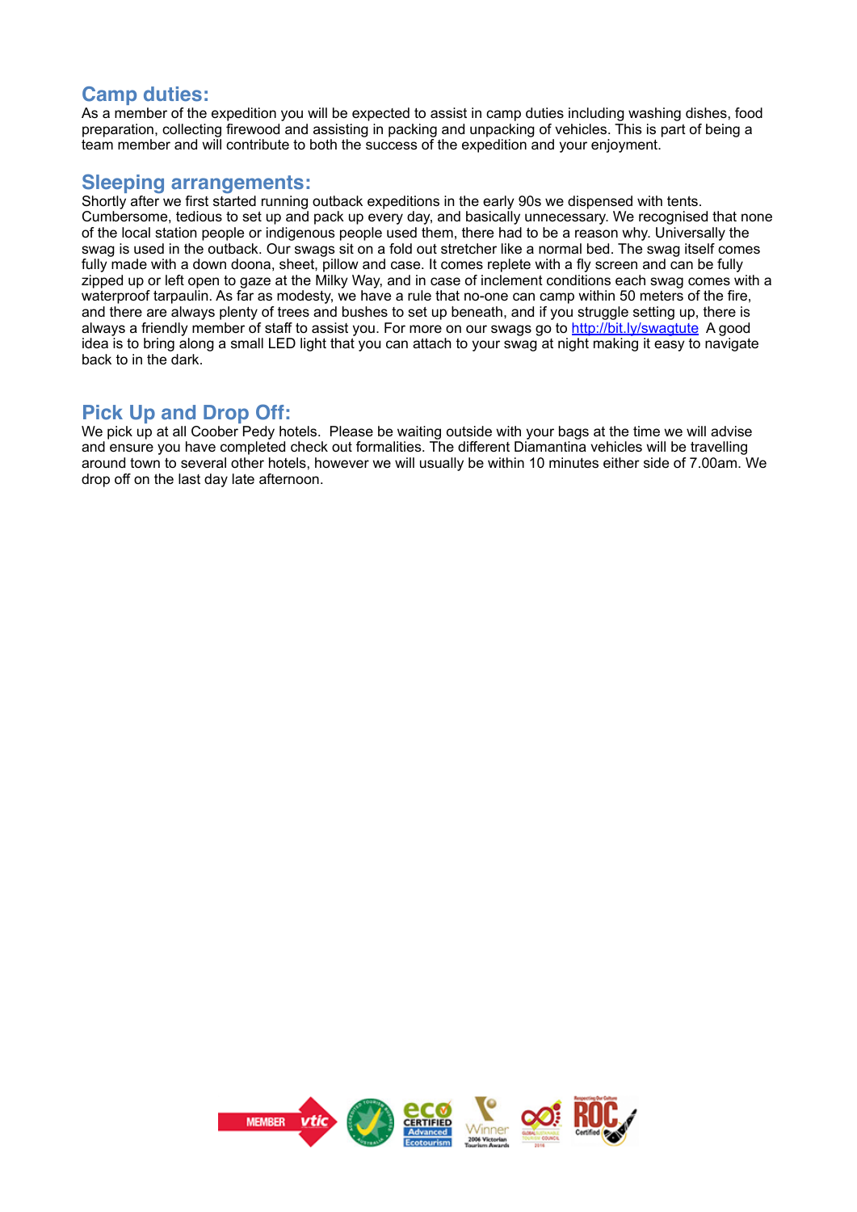## Camp duties:

As a member of the expedition you will be expected to assist in camp duties including washing dishes, food preparation, collecting firewood and assisting in packing and unpacking of vehicles. This is part of being a team member and will contribute to both the success of the expedition and your enjoyment.

## Sleeping arrangements:

Shortly after we first started running outback expeditions in the early 90s we dispensed with tents. Cumbersome, tedious to set up and pack up every day, and basically unnecessary. We recognised that none of the local station people or indigenous people used them, there had to be a reason why. Universally the swag is used in the outback. Our swags sit on a fold out stretcher like a normal bed. The swag itself comes fully made with a down doona, sheet, pillow and case. It comes replete with a fly screen and can be fully zipped up or left open to gaze at the Milky Way, and in case of inclement conditions each swag comes with a waterproof tarpaulin. As far as modesty, we have a rule that no-one can camp within 50 meters of the fire, and there are always plenty of trees and bushes to set up beneath, and if you struggle setting up, there is always a friendly member of staff to assist you. For more on our swags go to http://bit.ly/swagtute A good idea is to bring along a small LED light that you can attach to your swag at night making it easy to navigate back to in the dark.

## Pick Up and Drop Off:

We pick up at all Coober Pedy hotels. Please be waiting outside with your bags at the time we will advise and ensure you have completed check out formalities. The different Diamantina vehicles will be travelling around town to several other hotels, however we will usually be within 10 minutes either side of 7.00am. We drop off on the last day late afternoon.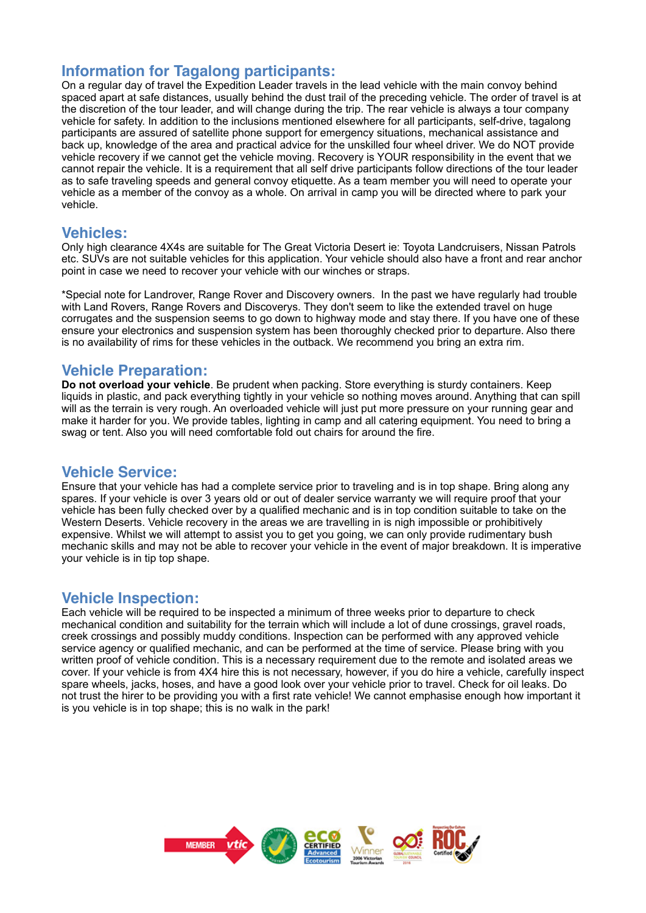## Information for Tagalong participants:

On a regular day of travel the Expedition Leader travels in the lead vehicle with the main convoy behind spaced apart at safe distances, usually behind the dust trail of the preceding vehicle. The order of travel is at the discretion of the tour leader, and will change during the trip. The rear vehicle is always a tour company vehicle for safety. In addition to the inclusions mentioned elsewhere for all participants, self-drive, tagalong participants are assured of satellite phone support for emergency situations, mechanical assistance and back up, knowledge of the area and practical advice for the unskilled four wheel driver. We do NOT provide vehicle recovery if we cannot get the vehicle moving. Recovery is YOUR responsibility in the event that we cannot repair the vehicle. It is a requirement that all self drive participants follow directions of the tour leader as to safe traveling speeds and general convoy etiquette. As a team member you will need to operate your vehicle as a member of the convoy as a whole. On arrival in camp you will be directed where to park your vehicle.

## Vehicles:

Only high clearance 4X4s are suitable for The Great Victoria Desert ie: Toyota Landcruisers, Nissan Patrols etc. SUVs are not suitable vehicles for this application. Your vehicle should also have a front and rear anchor point in case we need to recover your vehicle with our winches or straps.

*Special note for Landrover, Range Rover and Discovery owners. In the past we have regularly had trouble with Land Rovers, Range Rovers and Discoverys. They don't seem to like the extended travel on huge corrugates and the suspension seems to go down to highway mode and stay there. If you have one of these ensure your electronics and suspension system has been thoroughly checked prior to departure. Also there is no availability of rims for these vehicles in the outback. We recommend you bring an extra rim.

## Vehicle Preparation:

**Do not overload your vehicle**. Be prudent when packing. Store everything is sturdy containers. Keep liquids in plastic, and pack everything tightly in your vehicle so nothing moves around. Anything that can spill will as the terrain is very rough. An overloaded vehicle will just put more pressure on your running gear and make it harder for you. We provide tables, lighting in camp and all catering equipment. You need to bring a swag or tent. Also you will need comfortable fold out chairs for around the fire.

## Vehicle Service:

Ensure that your vehicle has had a complete service prior to traveling and is in top shape. Bring along any spares. If your vehicle is over 3 years old or out of dealer service warranty we will require proof that your vehicle has been fully checked over by a qualified mechanic and is in top condition suitable to take on the Western Deserts. Vehicle recovery in the areas we are travelling in is nigh impossible or prohibitively expensive. Whilst we will attempt to assist you to get you going, we can only provide rudimentary bush mechanic skills and may not be able to recover your vehicle in the event of major breakdown. It is imperative your vehicle is in tip top shape.

## Vehicle Inspection:

Each vehicle will be required to be inspected a minimum of three weeks prior to departure to check mechanical condition and suitability for the terrain which will include a lot of dune crossings, gravel roads, creek crossings and possibly muddy conditions. Inspection can be performed with any approved vehicle service agency or qualified mechanic, and can be performed at the time of service. Please bring with you written proof of vehicle condition. This is a necessary requirement due to the remote and isolated areas we cover. If your vehicle is from 4X4 hire this is not necessary, however, if you do hire a vehicle, carefully inspect spare wheels, jacks, hoses, and have a good look over your vehicle prior to travel. Check for oil leaks. Do not trust the hirer to be providing you with a first rate vehicle! We cannot emphasise enough how important it is you vehicle is in top shape; this is no walk in the park!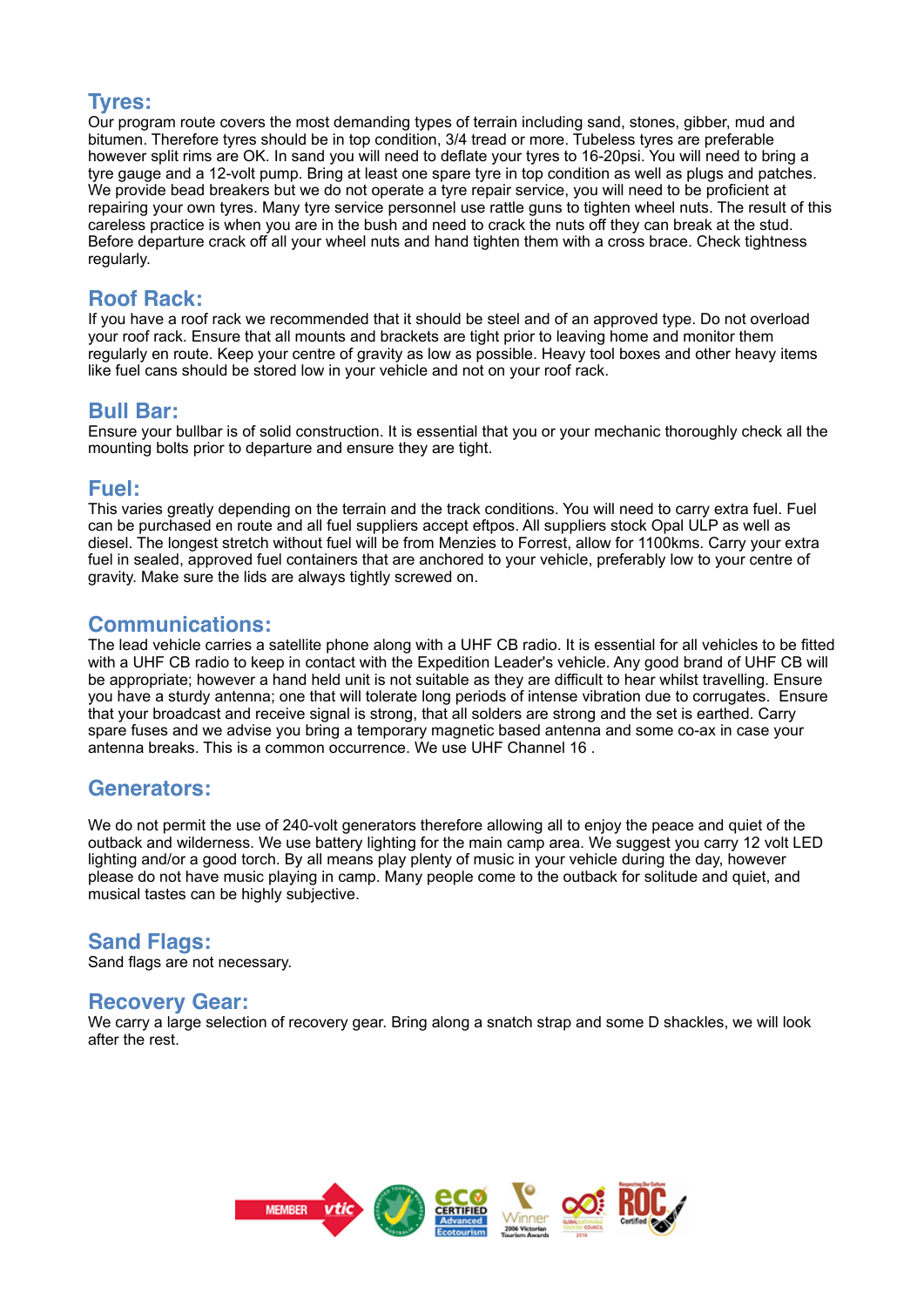## Tyres:

Our program route covers the most demanding types of terrain including sand, stones, gibber, mud and bitumen. Therefore tyres should be in top condition, 3/4 tread or more. Tubeless tyres are preferable however split rims are OK. In sand you will need to deflate your tyres to 16-20psi. You will need to bring a tyre gauge and a 12-volt pump. Bring at least one spare tyre in top condition as well as plugs and patches. We provide bead breakers but we do not operate a tyre repair service, you will need to be proficient at repairing your own tyres. Many tyre service personnel use rattle guns to tighten wheel nuts. The result of this careless practice is when you are in the bush and need to crack the nuts off they can break at the stud. Before departure crack off all your wheel nuts and hand tighten them with a cross brace. Check tightness regularly.

## Roof Rack:

If you have a roof rack we recommended that it should be steel and of an approved type. Do not overload your roof rack. Ensure that all mounts and brackets are tight prior to leaving home and monitor them regularly en route. Keep your centre of gravity as low as possible. Heavy tool boxes and other heavy items like fuel cans should be stored low in your vehicle and not on your roof rack.

## Bull Bar:

Ensure your bullbar is of solid construction. It is essential that you or your mechanic thoroughly check all the mounting bolts prior to departure and ensure they are tight.

## Fuel:

This varies greatly depending on the terrain and the track conditions. You will need to carry extra fuel. Fuel can be purchased en route and all fuel suppliers accept eftpos. All suppliers stock Opal ULP as well as diesel. The longest stretch without fuel will be from Menzies to Forrest, allow for 1100kms. Carry your extra fuel in sealed, approved fuel containers that are anchored to your vehicle, preferably low to your centre of gravity. Make sure the lids are always tightly screwed on.

## Communications:

The lead vehicle carries a satellite phone along with a UHF CB radio. It is essential for all vehicles to be fitted with a UHF CB radio to keep in contact with the Expedition Leader's vehicle. Any good brand of UHF CB will be appropriate; however a hand held unit is not suitable as they are difficult to hear whilst travelling. Ensure you have a sturdy antenna; one that will tolerate long periods of intense vibration due to corrugates. Ensure that your broadcast and receive signal is strong, that all solders are strong and the set is earthed. Carry spare fuses and we advise you bring a temporary magnetic based antenna and some co-ax in case your antenna breaks. This is a common occurrence. We use UHF Channel 16 .

## Generators:

We do not permit the use of 240-volt generators therefore allowing all to enjoy the peace and quiet of the outback and wilderness. We use battery lighting for the main camp area. We suggest you carry 12 volt LED lighting and/or a good torch. By all means play plenty of music in your vehicle during the day, however please do not have music playing in camp. Many people come to the outback for solitude and quiet, and musical tastes can be highly subjective.

## Sand Flags:

Sand flags are not necessary.

## Recovery Gear:

We carry a large selection of recovery gear. Bring along a snatch strap and some D shackles, we will look after the rest.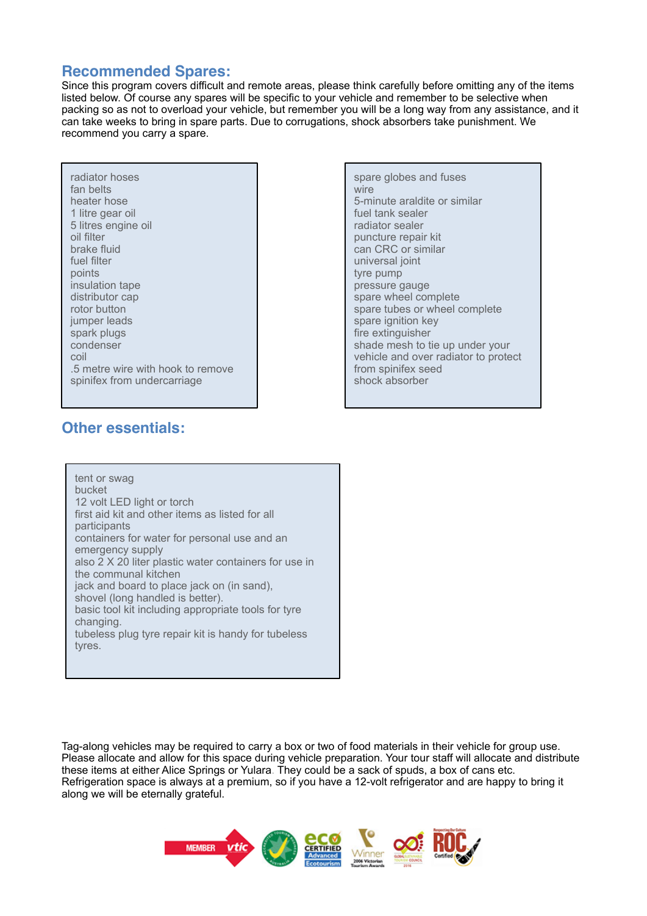## Recommended Spares:

Since this program covers difficult and remote areas, please think carefully before omitting any of the items listed below. Of course any spares will be specific to your vehicle and remember to be selective when packing so as not to overload your vehicle, but remember you will be a long way from any assistance, and it can take weeks to bring in spare parts. Due to corrugations, shock absorbers take punishment. We recommend you carry a spare.

radiator hoses
fan belts
heater hose
1 litre gear oil
5 litres engine oil
oil filter
brake fluid
fuel filter
points
insulation tape
distributor cap
rotor button
jumper leads
spark plugs
condenser
coil
.5 metre wire with hook to remove spinifex from undercarriage

spare globes and fuses
wire
5-minute araldite or similar
fuel tank sealer
radiator sealer
puncture repair kit
can CRC or similar
universal joint
tyre pump
pressure gauge
spare wheel complete
spare tubes or wheel complete
spare ignition key
fire extinguisher
shade mesh to tie up under your vehicle and over radiator to protect from spinifex seed
shock absorber

## Other essentials:

tent or swag
bucket
12 volt LED light or torch
first aid kit and other items as listed for all participants
containers for water for personal use and an emergency supply
also 2 X 20 liter plastic water containers for use in the communal kitchen
jack and board to place jack on (in sand),
shovel (long handled is better).
basic tool kit including appropriate tools for tyre changing.
tubeless plug tyre repair kit is handy for tubeless tyres.

Tag-along vehicles may be required to carry a box or two of food materials in their vehicle for group use. Please allocate and allow for this space during vehicle preparation. Your tour staff will allocate and distribute these items at either Alice Springs or Yulara. They could be a sack of spuds, a box of cans etc. Refrigeration space is always at a premium, so if you have a 12-volt refrigerator and are happy to bring it along we will be eternally grateful.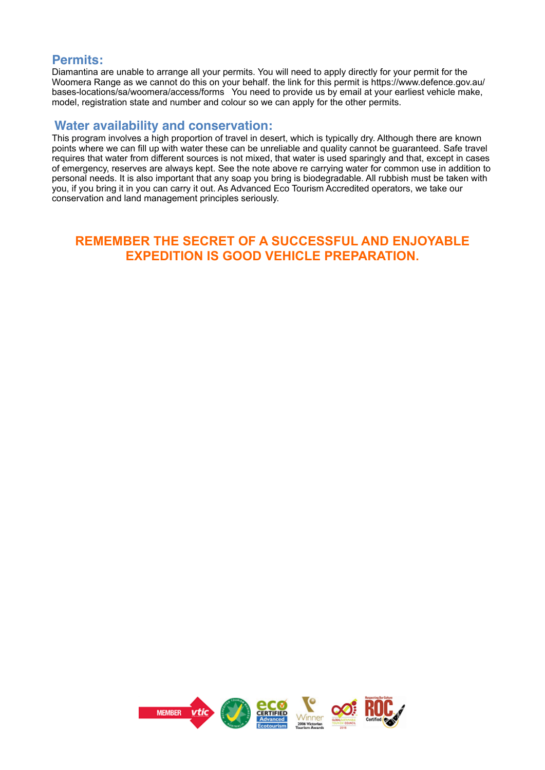## Permits:

Diamantina are unable to arrange all your permits. You will need to apply directly for your permit for the Woomera Range as we cannot do this on your behalf. the link for this permit is https://www.defence.gov.au/bases-locations/sa/woomera/access/forms You need to provide us by email at your earliest vehicle make, model, registration state and number and colour so we can apply for the other permits.

## Water availability and conservation:

This program involves a high proportion of travel in desert, which is typically dry. Although there are known points where we can fill up with water these can be unreliable and quality cannot be guaranteed. Safe travel requires that water from different sources is not mixed, that water is used sparingly and that, except in cases of emergency, reserves are always kept. See the note above re carrying water for common use in addition to personal needs. It is also important that any soap you bring is biodegradable. All rubbish must be taken with you, if you bring it in you can carry it out. As Advanced Eco Tourism Accredited operators, we take our conservation and land management principles seriously.

**REMEMBER THE SECRET OF A SUCCESSFUL AND ENJOYABLE EXPEDITION IS GOOD VEHICLE PREPARATION.**